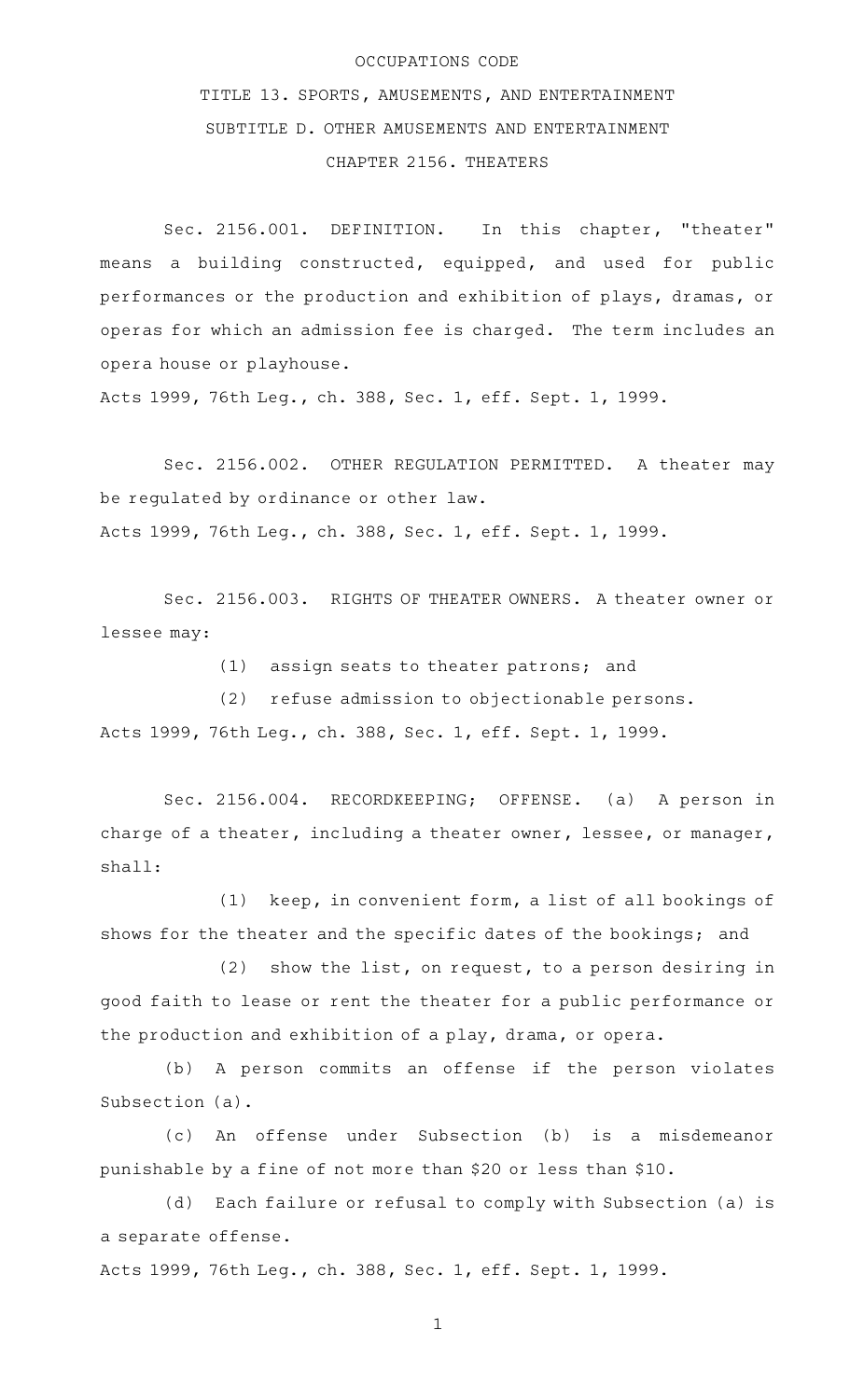OCCUPATIONS CODE

TITLE 13. SPORTS, AMUSEMENTS, AND ENTERTAINMENT

SUBTITLE D. OTHER AMUSEMENTS AND ENTERTAINMENT

CHAPTER 2156. THEATERS

Sec. 2156.001. DEFINITION. In this chapter, "theater" means a building constructed, equipped, and used for public performances or the production and exhibition of plays, dramas, or operas for which an admission fee is charged. The term includes an opera house or playhouse.

Acts 1999, 76th Leg., ch. 388, Sec. 1, eff. Sept. 1, 1999.

Sec. 2156.002. OTHER REGULATION PERMITTED. A theater may be regulated by ordinance or other law.

Acts 1999, 76th Leg., ch. 388, Sec. 1, eff. Sept. 1, 1999.

Sec. 2156.003. RIGHTS OF THEATER OWNERS. A theater owner or lessee may:

(1) assign seats to theater patrons; and

(2) refuse admission to objectionable persons.

Acts 1999, 76th Leg., ch. 388, Sec. 1, eff. Sept. 1, 1999.

Sec. 2156.004. RECORDKEEPING; OFFENSE. (a) A person in charge of a theater, including a theater owner, lessee, or manager, shall:

(1) keep, in convenient form, a list of all bookings of shows for the theater and the specific dates of the bookings; and

(2) show the list, on request, to a person desiring in good faith to lease or rent the theater for a public performance or the production and exhibition of a play, drama, or opera.

(b) A person commits an offense if the person violates Subsection (a).

(c) An offense under Subsection (b) is a misdemeanor punishable by a fine of not more than $20 or less than $10.

(d) Each failure or refusal to comply with Subsection (a) is a separate offense.

Acts 1999, 76th Leg., ch. 388, Sec. 1, eff. Sept. 1, 1999.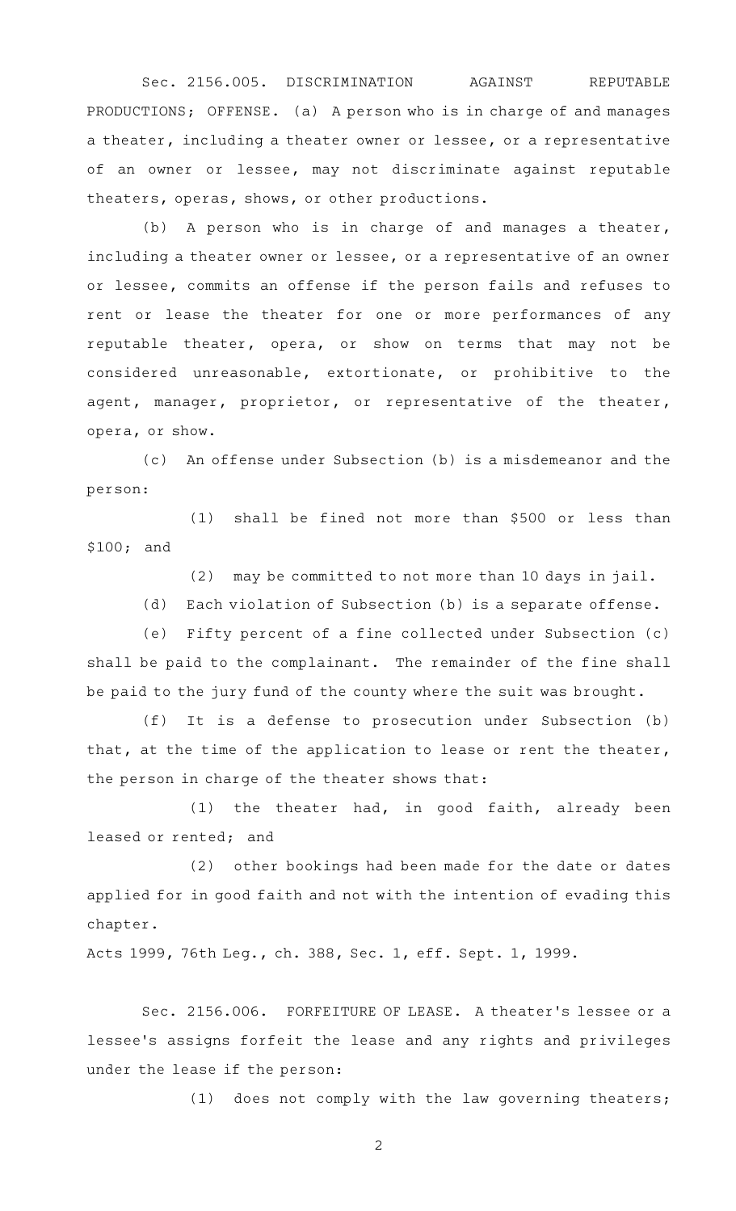Sec. 2156.005. DISCRIMINATION AGAINST REPUTABLE PRODUCTIONS; OFFENSE. (a) A person who is in charge of and manages a theater, including a theater owner or lessee, or a representative of an owner or lessee, may not discriminate against reputable theaters, operas, shows, or other productions.

(b) A person who is in charge of and manages a theater, including a theater owner or lessee, or a representative of an owner or lessee, commits an offense if the person fails and refuses to rent or lease the theater for one or more performances of any reputable theater, opera, or show on terms that may not be considered unreasonable, extortionate, or prohibitive to the agent, manager, proprietor, or representative of the theater, opera, or show.

(c) An offense under Subsection (b) is a misdemeanor and the person:

(1) shall be fined not more than $500 or less than $100; and

(2) may be committed to not more than 10 days in jail.

(d) Each violation of Subsection (b) is a separate offense.

(e) Fifty percent of a fine collected under Subsection (c) shall be paid to the complainant. The remainder of the fine shall be paid to the jury fund of the county where the suit was brought.

(f) It is a defense to prosecution under Subsection (b) that, at the time of the application to lease or rent the theater, the person in charge of the theater shows that:

(1) the theater had, in good faith, already been leased or rented; and

(2) other bookings had been made for the date or dates applied for in good faith and not with the intention of evading this chapter.

Acts 1999, 76th Leg., ch. 388, Sec. 1, eff. Sept. 1, 1999.

Sec. 2156.006. FORFEITURE OF LEASE. A theater's lessee or a lessee's assigns forfeit the lease and any rights and privileges under the lease if the person:

(1) does not comply with the law governing theaters;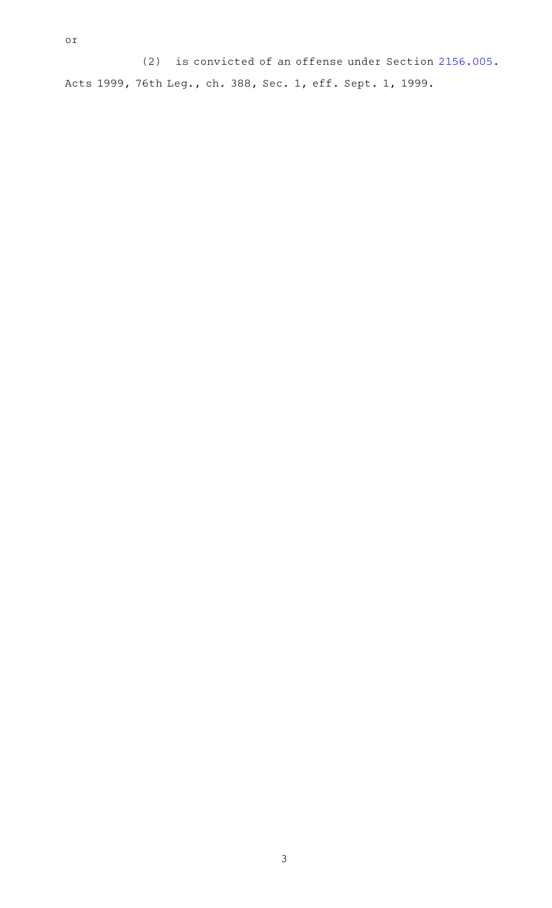or

(2) is convicted of an offense under Section 2156.005.

Acts 1999, 76th Leg., ch. 388, Sec. 1, eff. Sept. 1, 1999.